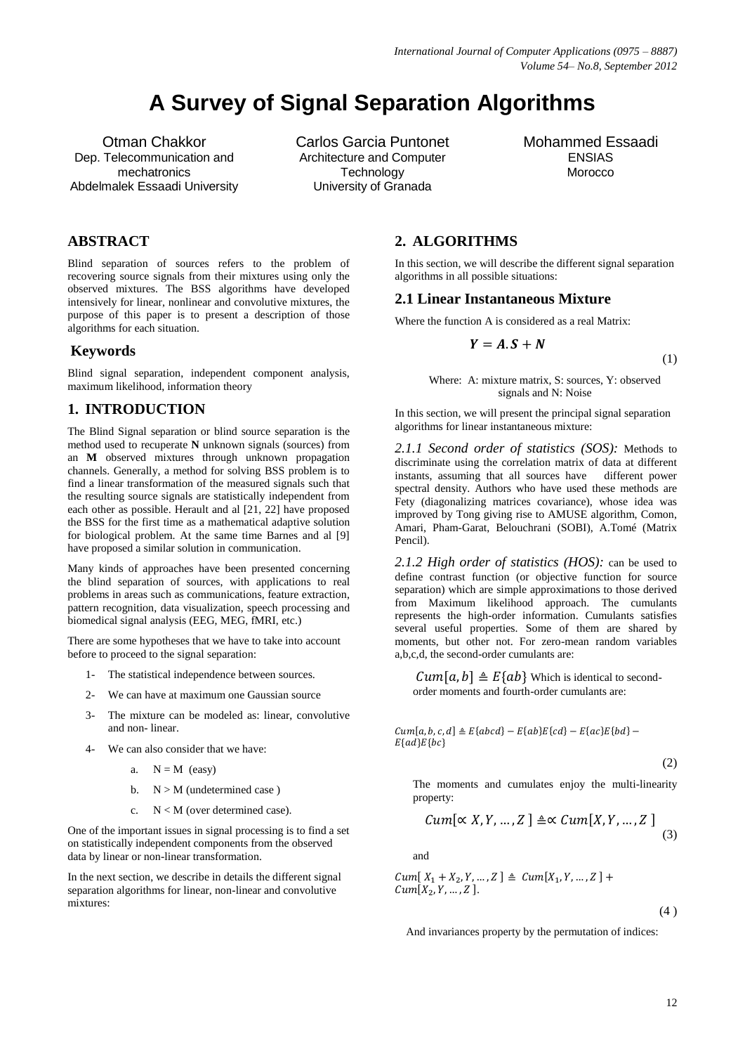# A Survey of Signal Separation Algorithms

Otman Chakkor
Dep. Telecommunication and mechatronics
Abdelmalek Essaadi University

Carlos Garcia Puntonet
Architecture and Computer Technology
University of Granada

Mohammed Essaadi
ENSIAS
Morocco

## ABSTRACT

Blind separation of sources refers to the problem of recovering source signals from their mixtures using only the observed mixtures. The BSS algorithms have developed intensively for linear, nonlinear and convolutive mixtures, the purpose of this paper is to present a description of those algorithms for each situation.

## Keywords

Blind signal separation, independent component analysis, maximum likelihood, information theory

## 1. INTRODUCTION

The Blind Signal separation or blind source separation is the method used to recuperate **N** unknown signals (sources) from an **M** observed mixtures through unknown propagation channels. Generally, a method for solving BSS problem is to find a linear transformation of the measured signals such that the resulting source signals are statistically independent from each other as possible. Herault and al [21, 22] have proposed the BSS for the first time as a mathematical adaptive solution for biological problem. At the same time Barnes and al [9] have proposed a similar solution in communication.

Many kinds of approaches have been presented concerning the blind separation of sources, with applications to real problems in areas such as communications, feature extraction, pattern recognition, data visualization, speech processing and biomedical signal analysis (EEG, MEG, fMRI, etc.)

There are some hypotheses that we have to take into account before to proceed to the signal separation:

1- The statistical independence between sources.
2- We can have at maximum one Gaussian source
3- The mixture can be modeled as: linear, convolutive and non- linear.
4- We can also consider that we have:
   a. $N = M$ (easy)
   b. $N > M$ (undetermined case )
   c. $N < M$ (over determined case).

One of the important issues in signal processing is to find a set on statistically independent components from the observed data by linear or non-linear transformation.

In the next section, we describe in details the different signal separation algorithms for linear, non-linear and convolutive mixtures:

## 2. ALGORITHMS

In this section, we will describe the different signal separation algorithms in all possible situations:

### 2.1 Linear Instantaneous Mixture

Where the function A is considered as a real Matrix:

$$\boldsymbol{Y} = \boldsymbol{A}.\boldsymbol{S} + \boldsymbol{N} \tag{1}$$

Where: A: mixture matrix, S: sources, Y: observed signals and N: Noise

In this section, we will present the principal signal separation algorithms for linear instantaneous mixture:

*2.1.1 Second order of statistics (SOS):* Methods to discriminate using the correlation matrix of data at different instants, assuming that all sources have different power spectral density. Authors who have used these methods are Fety (diagonalizing matrices covariance), whose idea was improved by Tong giving rise to AMUSE algorithm, Comon, Amari, Pham-Garat, Belouchrani (SOBI), A.Tomé (Matrix Pencil).

*2.1.2 High order of statistics (HOS):* can be used to define contrast function (or objective function for source separation) which are simple approximations to those derived from Maximum likelihood approach. The cumulants represents the high-order information. Cumulants satisfies several useful properties. Some of them are shared by moments, but other not. For zero-mean random variables a,b,c,d, the second-order cumulants are:

$Cum[a,b] \triangleq E\{ab\}$ Which is identical to second-order moments and fourth-order cumulants are:

$$Cum[a,b,c,d] \triangleq E\{abcd\} - E\{ab\}E\{cd\} - E\{ac\}E\{bd\} - E\{ad\}E\{bc\} \tag{2}$$

The moments and cumulates enjoy the multi-linearity property:

$$Cum[\propto X, Y, \ldots, Z\,] \triangleq \propto Cum[X, Y, \ldots, Z\,] \tag{3}$$

and

$$Cum[\,X_1 + X_2, Y, \ldots, Z\,] \triangleq Cum[X_1, Y, \ldots, Z\,] + Cum[X_2, Y, \ldots, Z\,]. \tag{4}$$

And invariances property by the permutation of indices: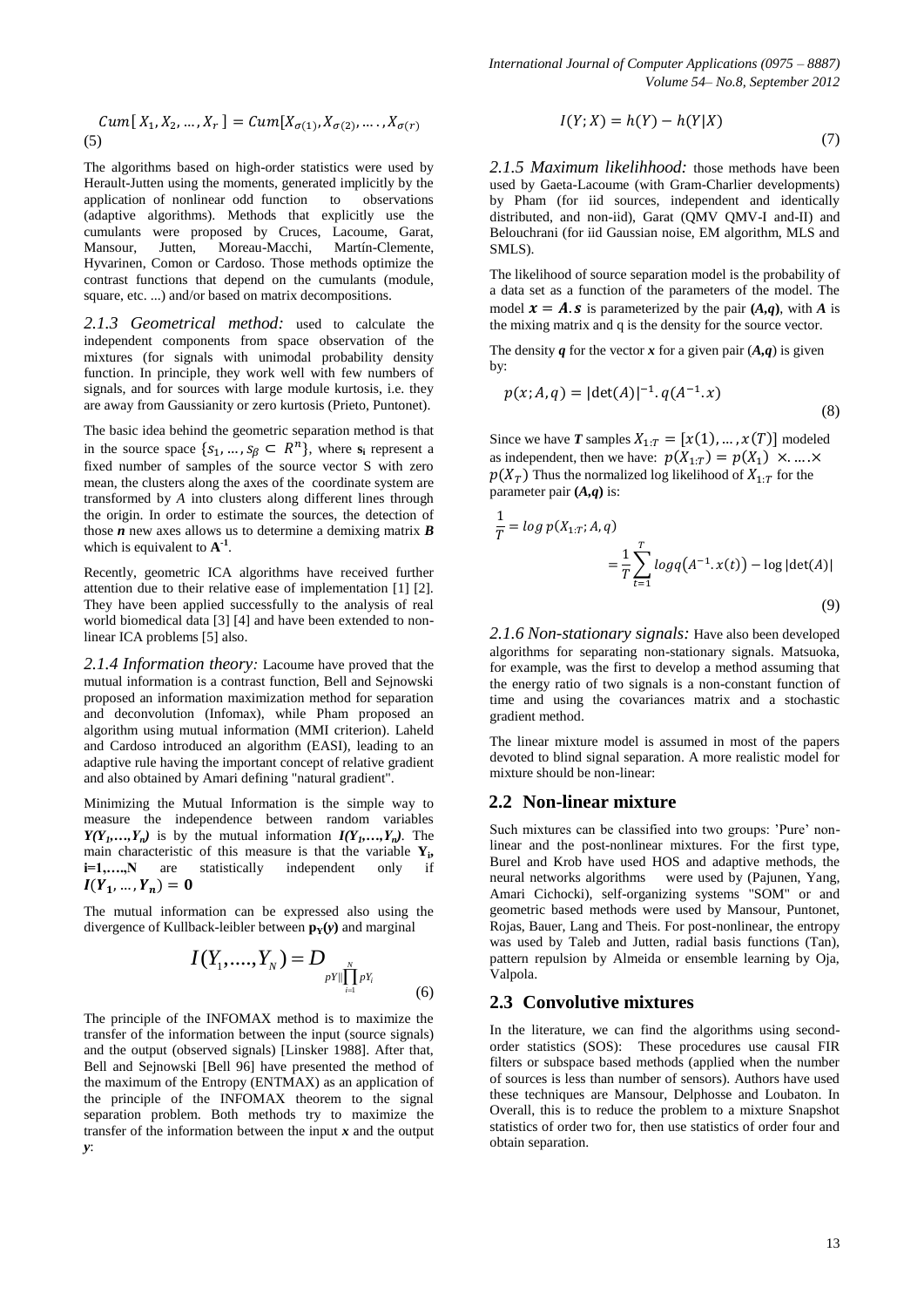$$Cum[X_1, X_2, \ldots, X_r] = Cum[X_{\sigma(1)}, X_{\sigma(2)}, \ldots, X_{\sigma(r)}] \quad (5)$$

The algorithms based on high-order statistics were used by Herault-Jutten using the moments, generated implicitly by the application of nonlinear odd function to observations (adaptive algorithms). Methods that explicitly use the cumulants were proposed by Cruces, Lacoume, Garat, Mansour, Jutten, Moreau-Macchi, Martín-Clemente, Hyvarinen, Comon or Cardoso. Those methods optimize the contrast functions that depend on the cumulants (module, square, etc. ...) and/or based on matrix decompositions.

*2.1.3 Geometrical method:* used to calculate the independent components from space observation of the mixtures (for signals with unimodal probability density function. In principle, they work well with few numbers of signals, and for sources with large module kurtosis, i.e. they are away from Gaussianity or zero kurtosis (Prieto, Puntonet).

The basic idea behind the geometric separation method is that in the source space $\{s_1, \ldots, s_\beta \subset R^n\}$, where $\mathbf{s}_i$ represent a fixed number of samples of the source vector S with zero mean, the clusters along the axes of the coordinate system are transformed by *A* into clusters along different lines through the origin. In order to estimate the sources, the detection of those $\boldsymbol{n}$ new axes allows us to determine a demixing matrix $\boldsymbol{B}$ which is equivalent to $\mathbf{A}^{-1}$.

Recently, geometric ICA algorithms have received further attention due to their relative ease of implementation [1] [2]. They have been applied successfully to the analysis of real world biomedical data [3] [4] and have been extended to non-linear ICA problems [5] also.

*2.1.4 Information theory:* Lacoume have proved that the mutual information is a contrast function, Bell and Sejnowski proposed an information maximization method for separation and deconvolution (Infomax), while Pham proposed an algorithm using mutual information (MMI criterion). Laheld and Cardoso introduced an algorithm (EASI), leading to an adaptive rule having the important concept of relative gradient and also obtained by Amari defining "natural gradient".

Minimizing the Mutual Information is the simple way to measure the independence between random variables $\boldsymbol{Y}(Y_1,\ldots,Y_n)$ is by the mutual information $\boldsymbol{I}(Y_1,\ldots,Y_n)$. The main characteristic of this measure is that the variable $\mathbf{Y}_i$, $\mathbf{i=1,\ldots,N}$ are statistically independent only if $\boldsymbol{I}(\boldsymbol{Y}_1, \ldots, \boldsymbol{Y}_n) = \mathbf{0}$

The mutual information can be expressed also using the divergence of Kullback-leibler between $\mathbf{p_Y}(\boldsymbol{y})$ and marginal

$$I(Y_1, \ldots, Y_N) = D_{pY \| \prod_{i=1}^{N} pY_i} \quad (6)$$

The principle of the INFOMAX method is to maximize the transfer of the information between the input (source signals) and the output (observed signals) [Linsker 1988]. After that, Bell and Sejnowski [Bell 96] have presented the method of the maximum of the Entropy (ENTMAX) as an application of the principle of the INFOMAX theorem to the signal separation problem. Both methods try to maximize the transfer of the information between the input $\boldsymbol{x}$ and the output $\boldsymbol{y}$:

$$I(Y; X) = h(Y) - h(Y|X) \quad (7)$$

*2.1.5 Maximum likelihhood:* those methods have been used by Gaeta-Lacoume (with Gram-Charlier developments) by Pham (for iid sources, independent and identically distributed, and non-iid), Garat (QMV QMV-I and-II) and Belouchrani (for iid Gaussian noise, EM algorithm, MLS and SMLS).

The likelihood of source separation model is the probability of a data set as a function of the parameters of the model. The model $\boldsymbol{x} = \boldsymbol{A}.\boldsymbol{s}$ is parameterized by the pair **(*A*,*q*)**, with $\boldsymbol{A}$ is the mixing matrix and q is the density for the source vector.

The density $\boldsymbol{q}$ for the vector $\boldsymbol{x}$ for a given pair (***A***,***q***) is given by:

$$p(x; A, q) = |\det(A)|^{-1}.\, q(A^{-1}.x) \quad (8)$$

Since we have $\boldsymbol{T}$ samples $X_{1:T} = [x(1), \ldots, x(T)]$ modeled as independent, then we have: $p(X_{1:T}) = p(X_1) \times \ldots \times p(X_T)$ Thus the normalized log likelihood of $X_{1:T}$ for the parameter pair **(*A*,*q*)** is:

$$\frac{1}{T} = \log p(X_{1:T}; A, q) = \frac{1}{T}\sum_{t=1}^{T} \log q\left(A^{-1}.x(t)\right) - \log|\det(A)| \quad (9)$$

*2.1.6 Non-stationary signals:* Have also been developed algorithms for separating non-stationary signals. Matsuoka, for example, was the first to develop a method assuming that the energy ratio of two signals is a non-constant function of time and using the covariances matrix and a stochastic gradient method.

The linear mixture model is assumed in most of the papers devoted to blind signal separation. A more realistic model for mixture should be non-linear:

## 2.2 Non-linear mixture

Such mixtures can be classified into two groups: 'Pure' non-linear and the post-nonlinear mixtures. For the first type, Burel and Krob have used HOS and adaptive methods, the neural networks algorithms were used by (Pajunen, Yang, Amari Cichocki), self-organizing systems "SOM" or and geometric based methods were used by Mansour, Puntonet, Rojas, Bauer, Lang and Theis. For post-nonlinear, the entropy was used by Taleb and Jutten, radial basis functions (Tan), pattern repulsion by Almeida or ensemble learning by Oja, Valpola.

## 2.3 Convolutive mixtures

In the literature, we can find the algorithms using second-order statistics (SOS): These procedures use causal FIR filters or subspace based methods (applied when the number of sources is less than number of sensors). Authors have used these techniques are Mansour, Delphosse and Loubaton. In Overall, this is to reduce the problem to a mixture Snapshot statistics of order two for, then use statistics of order four and obtain separation.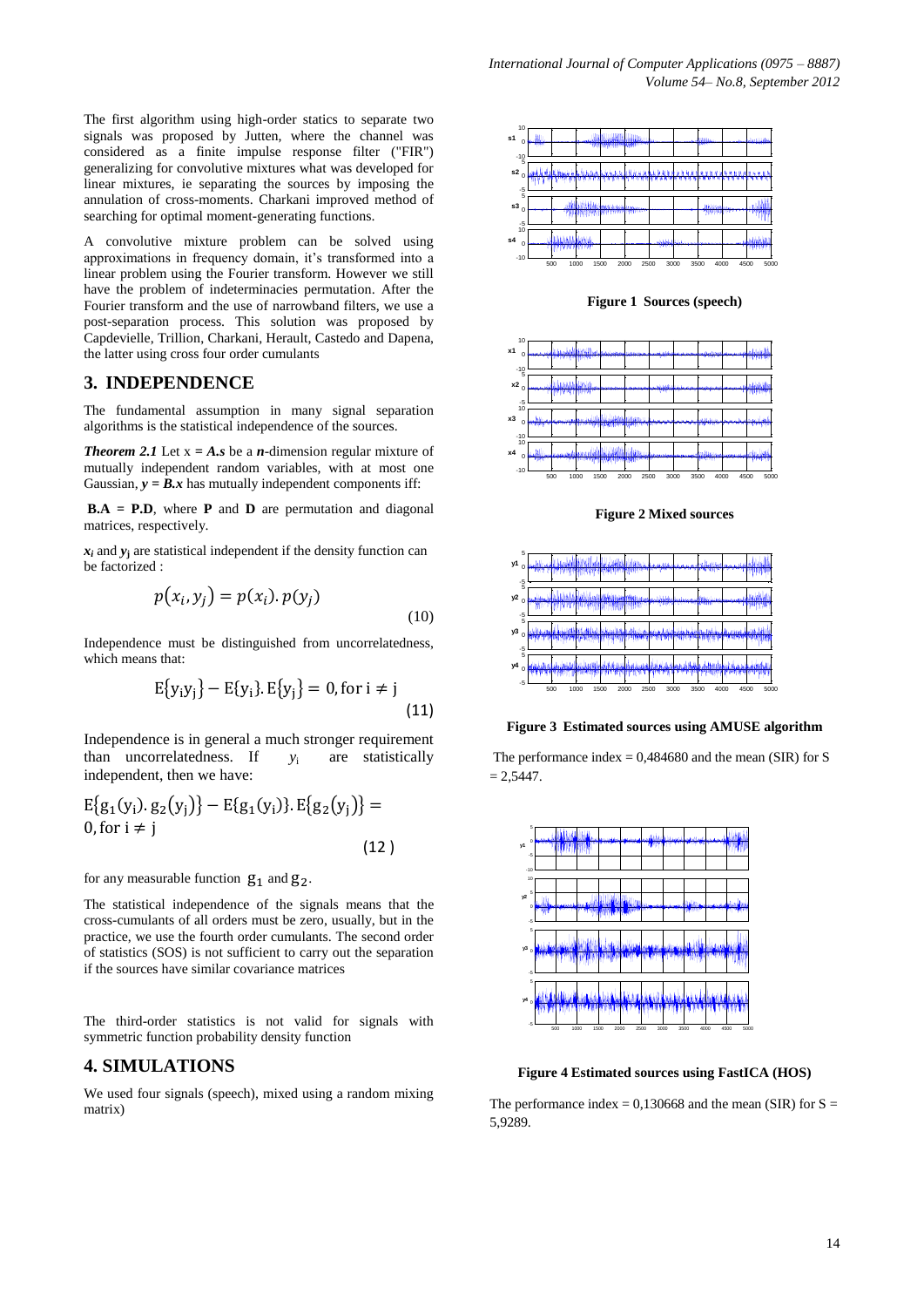The first algorithm using high-order statics to separate two signals was proposed by Jutten, where the channel was considered as a finite impulse response filter ("FIR") generalizing for convolutive mixtures what was developed for linear mixtures, ie separating the sources by imposing the annulation of cross-moments. Charkani improved method of searching for optimal moment-generating functions.

A convolutive mixture problem can be solved using approximations in frequency domain, it's transformed into a linear problem using the Fourier transform. However we still have the problem of indeterminacies permutation. After the Fourier transform and the use of narrowband filters, we use a post-separation process. This solution was proposed by Capdevielle, Trillion, Charkani, Herault, Castedo and Dapena, the latter using cross four order cumulants

## 3. INDEPENDENCE

The fundamental assumption in many signal separation algorithms is the statistical independence of the sources.

***Theorem 2.1*** Let $x = A.s$ be a $n$-dimension regular mixture of mutually independent random variables, with at most one Gaussian, $y = B.x$ has mutually independent components iff:

$\mathbf{B.A} = \mathbf{P.D}$, where $\mathbf{P}$ and $\mathbf{D}$ are permutation and diagonal matrices, respectively.

$x_i$ and $y_j$ are statistical independent if the density function can be factorized :

$$p(x_i, y_j) = p(x_i).p(y_j) \tag{10}$$

Independence must be distinguished from uncorrelatedness, which means that:

$$\mathrm{E}\{y_i y_j\} - \mathrm{E}\{y_i\}.\mathrm{E}\{y_j\} = 0, \text{for } i \neq j \tag{11}$$

Independence is in general a much stronger requirement than uncorrelatedness. If $y_i$ are statistically independent, then we have:

$$\mathrm{E}\{g_1(y_i).g_2(y_j)\} - \mathrm{E}\{g_1(y_i)\}.\mathrm{E}\{g_2(y_j)\} = 0, \text{for } i \neq j \tag{12}$$

for any measurable function $g_1$ and $g_2$.

The statistical independence of the signals means that the cross-cumulants of all orders must be zero, usually, but in the practice, we use the fourth order cumulants. The second order of statistics (SOS) is not sufficient to carry out the separation if the sources have similar covariance matrices

The third-order statistics is not valid for signals with symmetric function probability density function

## 4. SIMULATIONS

We used four signals (speech), mixed using a random mixing matrix)

**Figure 1 Sources (speech)**

**Figure 2 Mixed sources**

**Figure 3 Estimated sources using AMUSE algorithm**

The performance index = 0,484680 and the mean (SIR) for S = 2,5447.

**Figure 4 Estimated sources using FastICA (HOS)**

The performance index = 0,130668 and the mean (SIR) for S = 5,9289.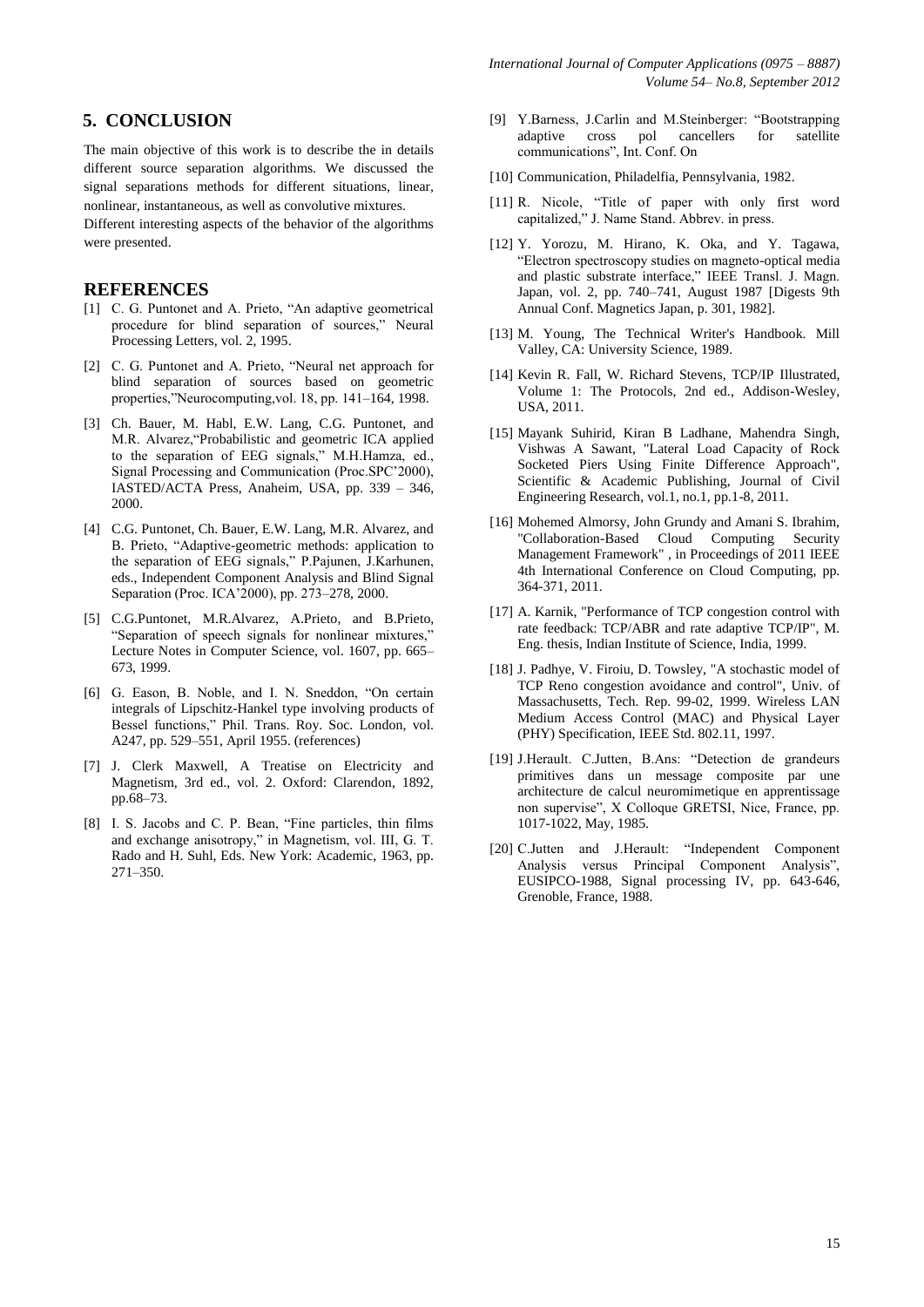## 5. CONCLUSION

The main objective of this work is to describe the in details different source separation algorithms. We discussed the signal separations methods for different situations, linear, nonlinear, instantaneous, as well as convolutive mixtures.

Different interesting aspects of the behavior of the algorithms were presented.

## REFERENCES

[1] C. G. Puntonet and A. Prieto, "An adaptive geometrical procedure for blind separation of sources," Neural Processing Letters, vol. 2, 1995.

[2] C. G. Puntonet and A. Prieto, "Neural net approach for blind separation of sources based on geometric properties,"Neurocomputing,vol. 18, pp. 141–164, 1998.

[3] Ch. Bauer, M. Habl, E.W. Lang, C.G. Puntonet, and M.R. Alvarez,"Probabilistic and geometric ICA applied to the separation of EEG signals," M.H.Hamza, ed., Signal Processing and Communication (Proc.SPC'2000), IASTED/ACTA Press, Anaheim, USA, pp. 339 – 346, 2000.

[4] C.G. Puntonet, Ch. Bauer, E.W. Lang, M.R. Alvarez, and B. Prieto, "Adaptive-geometric methods: application to the separation of EEG signals," P.Pajunen, J.Karhunen, eds., Independent Component Analysis and Blind Signal Separation (Proc. ICA'2000), pp. 273–278, 2000.

[5] C.G.Puntonet, M.R.Alvarez, A.Prieto, and B.Prieto, "Separation of speech signals for nonlinear mixtures," Lecture Notes in Computer Science, vol. 1607, pp. 665–673, 1999.

[6] G. Eason, B. Noble, and I. N. Sneddon, "On certain integrals of Lipschitz-Hankel type involving products of Bessel functions," Phil. Trans. Roy. Soc. London, vol. A247, pp. 529–551, April 1955. (references)

[7] J. Clerk Maxwell, A Treatise on Electricity and Magnetism, 3rd ed., vol. 2. Oxford: Clarendon, 1892, pp.68–73.

[8] I. S. Jacobs and C. P. Bean, "Fine particles, thin films and exchange anisotropy," in Magnetism, vol. III, G. T. Rado and H. Suhl, Eds. New York: Academic, 1963, pp. 271–350.

[9] Y.Barness, J.Carlin and M.Steinberger: "Bootstrapping adaptive cross pol cancellers for satellite communications", Int. Conf. On

[10] Communication, Philadelfia, Pennsylvania, 1982.

[11] R. Nicole, "Title of paper with only first word capitalized," J. Name Stand. Abbrev. in press.

[12] Y. Yorozu, M. Hirano, K. Oka, and Y. Tagawa, "Electron spectroscopy studies on magneto-optical media and plastic substrate interface," IEEE Transl. J. Magn. Japan, vol. 2, pp. 740–741, August 1987 [Digests 9th Annual Conf. Magnetics Japan, p. 301, 1982].

[13] M. Young, The Technical Writer's Handbook. Mill Valley, CA: University Science, 1989.

[14] Kevin R. Fall, W. Richard Stevens, TCP/IP Illustrated, Volume 1: The Protocols, 2nd ed., Addison-Wesley, USA, 2011.

[15] Mayank Suhirid, Kiran B Ladhane, Mahendra Singh, Vishwas A Sawant, "Lateral Load Capacity of Rock Socketed Piers Using Finite Difference Approach", Scientific & Academic Publishing, Journal of Civil Engineering Research, vol.1, no.1, pp.1-8, 2011.

[16] Mohemed Almorsy, John Grundy and Amani S. Ibrahim, "Collaboration-Based Cloud Computing Security Management Framework" , in Proceedings of 2011 IEEE 4th International Conference on Cloud Computing, pp. 364-371, 2011.

[17] A. Karnik, "Performance of TCP congestion control with rate feedback: TCP/ABR and rate adaptive TCP/IP", M. Eng. thesis, Indian Institute of Science, India, 1999.

[18] J. Padhye, V. Firoiu, D. Towsley, "A stochastic model of TCP Reno congestion avoidance and control", Univ. of Massachusetts, Tech. Rep. 99-02, 1999. Wireless LAN Medium Access Control (MAC) and Physical Layer (PHY) Specification, IEEE Std. 802.11, 1997.

[19] J.Herault. C.Jutten, B.Ans: "Detection de grandeurs primitives dans un message composite par une architecture de calcul neuromimetique en apprentissage non supervise", X Colloque GRETSI, Nice, France, pp. 1017-1022, May, 1985.

[20] C.Jutten and J.Herault: "Independent Component Analysis versus Principal Component Analysis", EUSIPCO-1988, Signal processing IV, pp. 643-646, Grenoble, France, 1988.